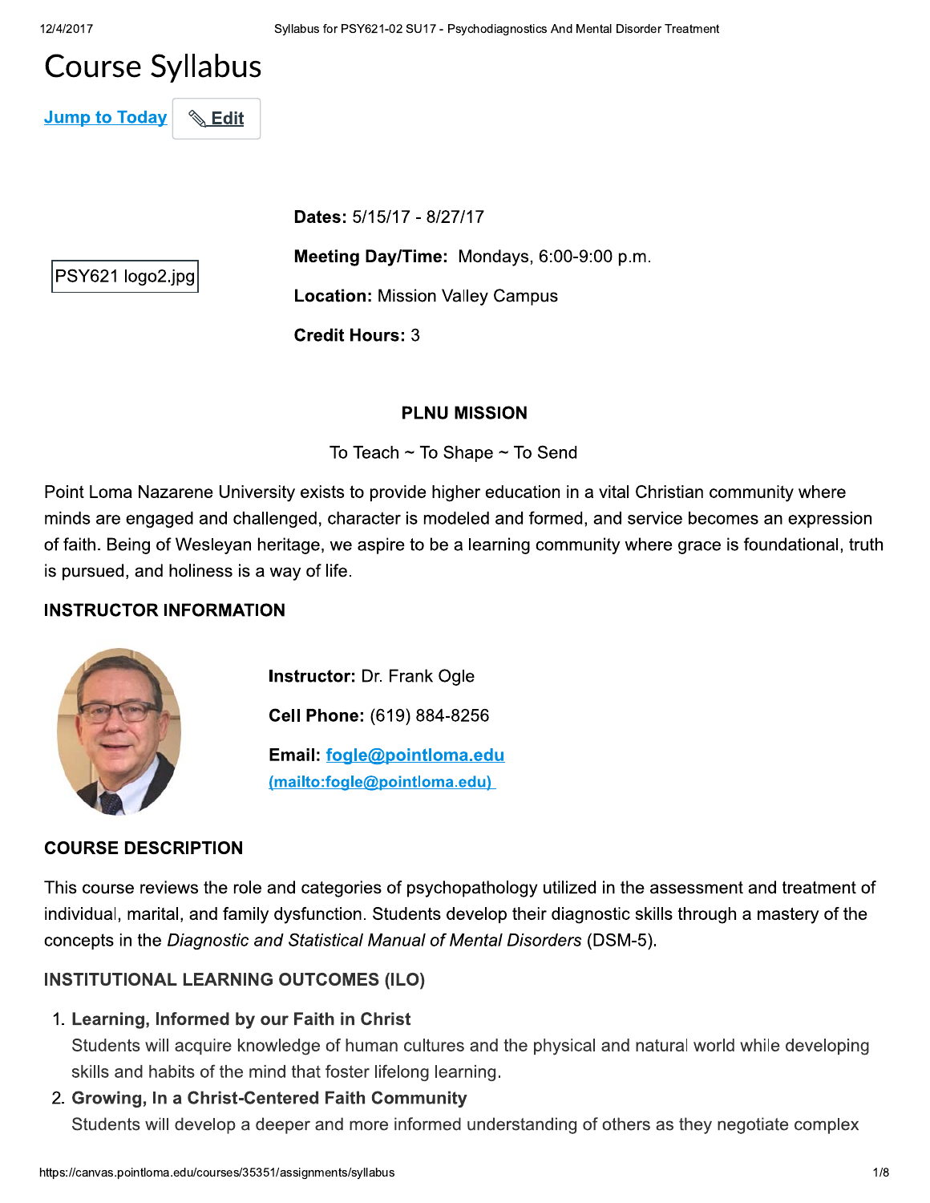# Course Syllabus

Jump to Today | Edit

PSY621 logo2.jpg

**Dates:** 5/15/17 - 8/27/17

**Meeting Day/Time:** Mondays, 6:00-9:00 p.m.

**Location:** Mission Valley Campus

**Credit Hours:** 3

## PLNU MISSION

To Teach ~ To Shape ~ To Send

Point Loma Nazarene University exists to provide higher education in a vital Christian community where minds are engaged and challenged, character is modeled and formed, and service becomes an expression of faith. Being of Wesleyan heritage, we aspire to be a learning community where grace is foundational, truth is pursued, and holiness is a way of life.

## INSTRUCTOR INFORMATION

**Instructor:** Dr. Frank Ogle

**Cell Phone:** (619) 884-8256

**Email:** fogle@pointloma.edu (mailto:fogle@pointloma.edu)

## COURSE DESCRIPTION

This course reviews the role and categories of psychopathology utilized in the assessment and treatment of individual, marital, and family dysfunction. Students develop their diagnostic skills through a mastery of the concepts in the *Diagnostic and Statistical Manual of Mental Disorders* (DSM-5).

## INSTITUTIONAL LEARNING OUTCOMES (ILO)

1. **Learning, Informed by our Faith in Christ**
   Students will acquire knowledge of human cultures and the physical and natural world while developing skills and habits of the mind that foster lifelong learning.
2. **Growing, In a Christ-Centered Faith Community**
   Students will develop a deeper and more informed understanding of others as they negotiate complex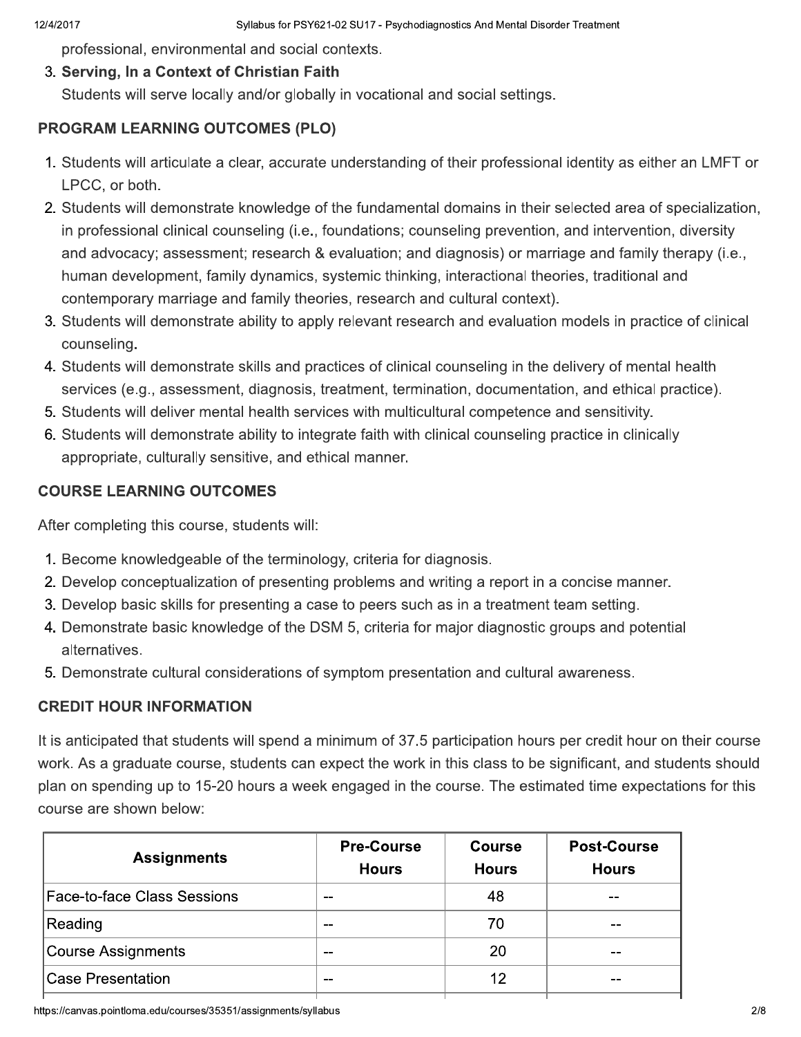professional, environmental and social contexts.

3. **Serving, In a Context of Christian Faith**
   Students will serve locally and/or globally in vocational and social settings.

## PROGRAM LEARNING OUTCOMES (PLO)

1. Students will articulate a clear, accurate understanding of their professional identity as either an LMFT or LPCC, or both.
2. Students will demonstrate knowledge of the fundamental domains in their selected area of specialization, in professional clinical counseling (i.e., foundations; counseling prevention, and intervention, diversity and advocacy; assessment; research & evaluation; and diagnosis) or marriage and family therapy (i.e., human development, family dynamics, systemic thinking, interactional theories, traditional and contemporary marriage and family theories, research and cultural context).
3. Students will demonstrate ability to apply relevant research and evaluation models in practice of clinical counseling.
4. Students will demonstrate skills and practices of clinical counseling in the delivery of mental health services (e.g., assessment, diagnosis, treatment, termination, documentation, and ethical practice).
5. Students will deliver mental health services with multicultural competence and sensitivity.
6. Students will demonstrate ability to integrate faith with clinical counseling practice in clinically appropriate, culturally sensitive, and ethical manner.

## COURSE LEARNING OUTCOMES

After completing this course, students will:

1. Become knowledgeable of the terminology, criteria for diagnosis.
2. Develop conceptualization of presenting problems and writing a report in a concise manner.
3. Develop basic skills for presenting a case to peers such as in a treatment team setting.
4. Demonstrate basic knowledge of the DSM 5, criteria for major diagnostic groups and potential alternatives.
5. Demonstrate cultural considerations of symptom presentation and cultural awareness.

## CREDIT HOUR INFORMATION

It is anticipated that students will spend a minimum of 37.5 participation hours per credit hour on their course work. As a graduate course, students can expect the work in this class to be significant, and students should plan on spending up to 15-20 hours a week engaged in the course. The estimated time expectations for this course are shown below:

| Assignments | Pre-Course Hours | Course Hours | Post-Course Hours |
| --- | --- | --- | --- |
| Face-to-face Class Sessions | -- | 48 | -- |
| Reading | -- | 70 | -- |
| Course Assignments | -- | 20 | -- |
| Case Presentation | -- | 12 | -- |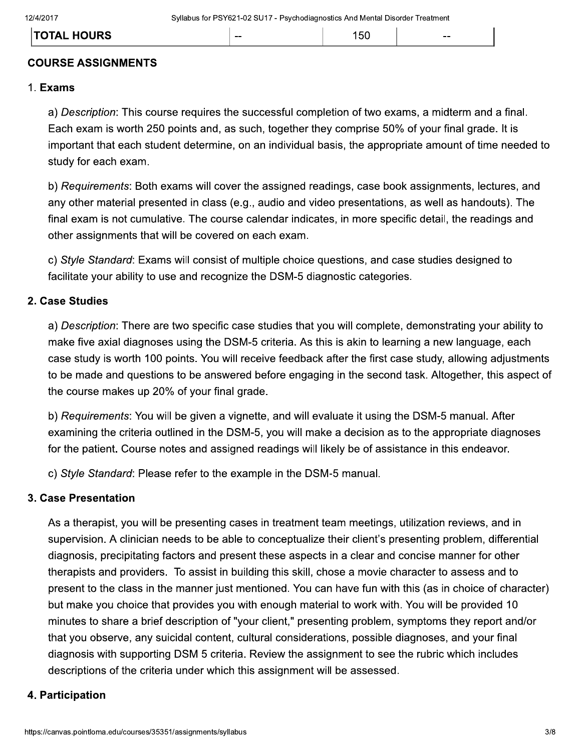| TOTAL HOURS | -- | 150 | -- |
|---|---|---|---|

## COURSE ASSIGNMENTS

### 1. Exams

a) *Description*: This course requires the successful completion of two exams, a midterm and a final. Each exam is worth 250 points and, as such, together they comprise 50% of your final grade. It is important that each student determine, on an individual basis, the appropriate amount of time needed to study for each exam.

b) *Requirements*: Both exams will cover the assigned readings, case book assignments, lectures, and any other material presented in class (e.g., audio and video presentations, as well as handouts). The final exam is not cumulative. The course calendar indicates, in more specific detail, the readings and other assignments that will be covered on each exam.

c) *Style Standard*: Exams will consist of multiple choice questions, and case studies designed to facilitate your ability to use and recognize the DSM-5 diagnostic categories.

### 2. Case Studies

a) *Description*: There are two specific case studies that you will complete, demonstrating your ability to make five axial diagnoses using the DSM-5 criteria. As this is akin to learning a new language, each case study is worth 100 points. You will receive feedback after the first case study, allowing adjustments to be made and questions to be answered before engaging in the second task. Altogether, this aspect of the course makes up 20% of your final grade.

b) *Requirements*: You will be given a vignette, and will evaluate it using the DSM-5 manual. After examining the criteria outlined in the DSM-5, you will make a decision as to the appropriate diagnoses for the patient. Course notes and assigned readings will likely be of assistance in this endeavor.

c) *Style Standard*: Please refer to the example in the DSM-5 manual.

### 3. Case Presentation

As a therapist, you will be presenting cases in treatment team meetings, utilization reviews, and in supervision. A clinician needs to be able to conceptualize their client's presenting problem, differential diagnosis, precipitating factors and present these aspects in a clear and concise manner for other therapists and providers. To assist in building this skill, chose a movie character to assess and to present to the class in the manner just mentioned. You can have fun with this (as in choice of character) but make you choice that provides you with enough material to work with. You will be provided 10 minutes to share a brief description of "your client," presenting problem, symptoms they report and/or that you observe, any suicidal content, cultural considerations, possible diagnoses, and your final diagnosis with supporting DSM 5 criteria. Review the assignment to see the rubric which includes descriptions of the criteria under which this assignment will be assessed.

### 4. Participation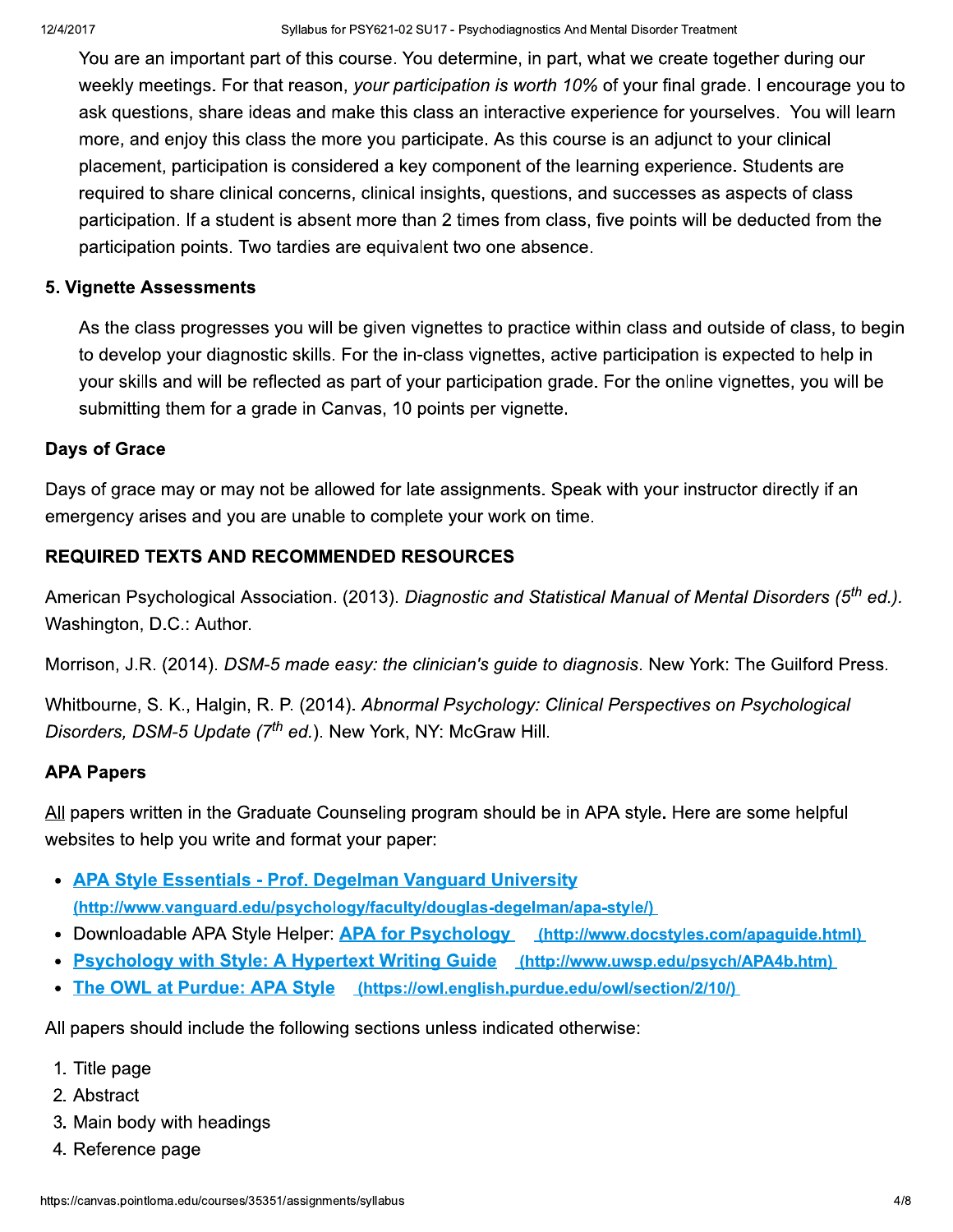You are an important part of this course. You determine, in part, what we create together during our weekly meetings. For that reason, *your participation is worth 10%* of your final grade. I encourage you to ask questions, share ideas and make this class an interactive experience for yourselves. You will learn more, and enjoy this class the more you participate. As this course is an adjunct to your clinical placement, participation is considered a key component of the learning experience. Students are required to share clinical concerns, clinical insights, questions, and successes as aspects of class participation. If a student is absent more than 2 times from class, five points will be deducted from the participation points. Two tardies are equivalent two one absence.

### 5. Vignette Assessments

As the class progresses you will be given vignettes to practice within class and outside of class, to begin to develop your diagnostic skills. For the in-class vignettes, active participation is expected to help in your skills and will be reflected as part of your participation grade. For the online vignettes, you will be submitting them for a grade in Canvas, 10 points per vignette.

### Days of Grace

Days of grace may or may not be allowed for late assignments. Speak with your instructor directly if an emergency arises and you are unable to complete your work on time.

### REQUIRED TEXTS AND RECOMMENDED RESOURCES

American Psychological Association. (2013). *Diagnostic and Statistical Manual of Mental Disorders (5th ed.).* Washington, D.C.: Author.

Morrison, J.R. (2014). *DSM-5 made easy: the clinician's guide to diagnosis*. New York: The Guilford Press.

Whitbourne, S. K., Halgin, R. P. (2014). *Abnormal Psychology: Clinical Perspectives on Psychological Disorders, DSM-5 Update (7th ed.)*. New York, NY: McGraw Hill.

### APA Papers

All papers written in the Graduate Counseling program should be in APA style. Here are some helpful websites to help you write and format your paper:

- **APA Style Essentials - Prof. Degelman Vanguard University** (http://www.vanguard.edu/psychology/faculty/douglas-degelman/apa-style/)
- Downloadable APA Style Helper: **APA for Psychology** (http://www.docstyles.com/apaguide.html)
- **Psychology with Style: A Hypertext Writing Guide** (http://www.uwsp.edu/psych/APA4b.htm)
- **The OWL at Purdue: APA Style** (https://owl.english.purdue.edu/owl/section/2/10/)

All papers should include the following sections unless indicated otherwise:

1. Title page
2. Abstract
3. Main body with headings
4. Reference page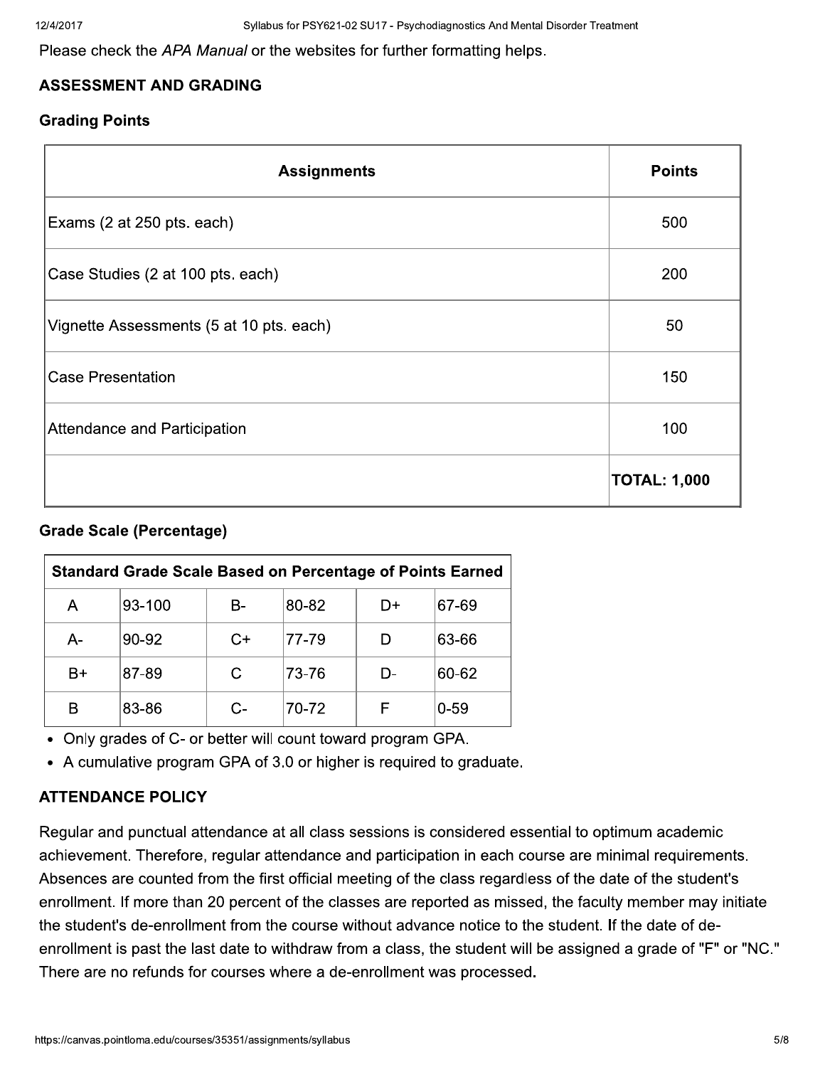Please check the *APA Manual* or the websites for further formatting helps.

## ASSESSMENT AND GRADING

### Grading Points

| Assignments | Points |
|---|---|
| Exams (2 at 250 pts. each) | 500 |
| Case Studies (2 at 100 pts. each) | 200 |
| Vignette Assessments (5 at 10 pts. each) | 50 |
| Case Presentation | 150 |
| Attendance and Participation | 100 |
| | **TOTAL: 1,000** |

### Grade Scale (Percentage)

| **Standard Grade Scale Based on Percentage of Points Earned** | | | | | |
|---|---|---|---|---|---|
| A | 93-100 | B- | 80-82 | D+ | 67-69 |
| A- | 90-92 | C+ | 77-79 | D | 63-66 |
| B+ | 87-89 | C | 73-76 | D- | 60-62 |
| B | 83-86 | C- | 70-72 | F | 0-59 |

- Only grades of C- or better will count toward program GPA.
- A cumulative program GPA of 3.0 or higher is required to graduate.

## ATTENDANCE POLICY

Regular and punctual attendance at all class sessions is considered essential to optimum academic achievement. Therefore, regular attendance and participation in each course are minimal requirements. Absences are counted from the first official meeting of the class regardless of the date of the student's enrollment. If more than 20 percent of the classes are reported as missed, the faculty member may initiate the student's de-enrollment from the course without advance notice to the student. If the date of de-enrollment is past the last date to withdraw from a class, the student will be assigned a grade of "F" or "NC." There are no refunds for courses where a de-enrollment was processed.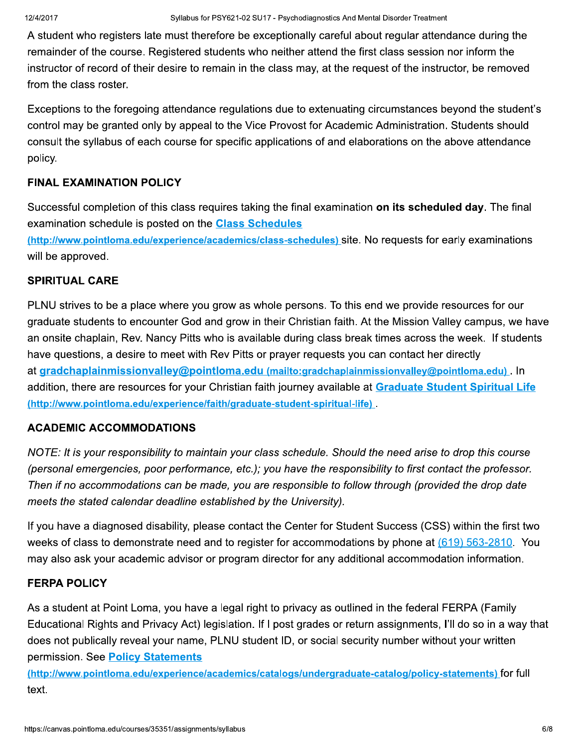A student who registers late must therefore be exceptionally careful about regular attendance during the remainder of the course. Registered students who neither attend the first class session nor inform the instructor of record of their desire to remain in the class may, at the request of the instructor, be removed from the class roster.

Exceptions to the foregoing attendance regulations due to extenuating circumstances beyond the student's control may be granted only by appeal to the Vice Provost for Academic Administration. Students should consult the syllabus of each course for specific applications of and elaborations on the above attendance policy.

### FINAL EXAMINATION POLICY

Successful completion of this class requires taking the final examination **on its scheduled day**. The final examination schedule is posted on the **[Class Schedules](http://www.pointloma.edu/experience/academics/class-schedules)** (http://www.pointloma.edu/experience/academics/class-schedules) site. No requests for early examinations will be approved.

### SPIRITUAL CARE

PLNU strives to be a place where you grow as whole persons. To this end we provide resources for our graduate students to encounter God and grow in their Christian faith. At the Mission Valley campus, we have an onsite chaplain, Rev. Nancy Pitts who is available during class break times across the week. If students have questions, a desire to meet with Rev Pitts or prayer requests you can contact her directly at **[gradchaplainmissionvalley@pointloma.edu](mailto:gradchaplainmissionvalley@pointloma.edu)** (mailto:gradchaplainmissionvalley@pointloma.edu) . In addition, there are resources for your Christian faith journey available at **[Graduate Student Spiritual Life](http://www.pointloma.edu/experience/faith/graduate-student-spiritual-life)** (http://www.pointloma.edu/experience/faith/graduate-student-spiritual-life) .

### ACADEMIC ACCOMMODATIONS

*NOTE: It is your responsibility to maintain your class schedule. Should the need arise to drop this course (personal emergencies, poor performance, etc.); you have the responsibility to first contact the professor. Then if no accommodations can be made, you are responsible to follow through (provided the drop date meets the stated calendar deadline established by the University).*

If you have a diagnosed disability, please contact the Center for Student Success (CSS) within the first two weeks of class to demonstrate need and to register for accommodations by phone at (619) 563-2810. You may also ask your academic advisor or program director for any additional accommodation information.

### FERPA POLICY

As a student at Point Loma, you have a legal right to privacy as outlined in the federal FERPA (Family Educational Rights and Privacy Act) legislation. If I post grades or return assignments, I'll do so in a way that does not publically reveal your name, PLNU student ID, or social security number without your written permission. See **[Policy Statements](http://www.pointloma.edu/experience/academics/catalogs/undergraduate-catalog/policy-statements)** (http://www.pointloma.edu/experience/academics/catalogs/undergraduate-catalog/policy-statements) for full text.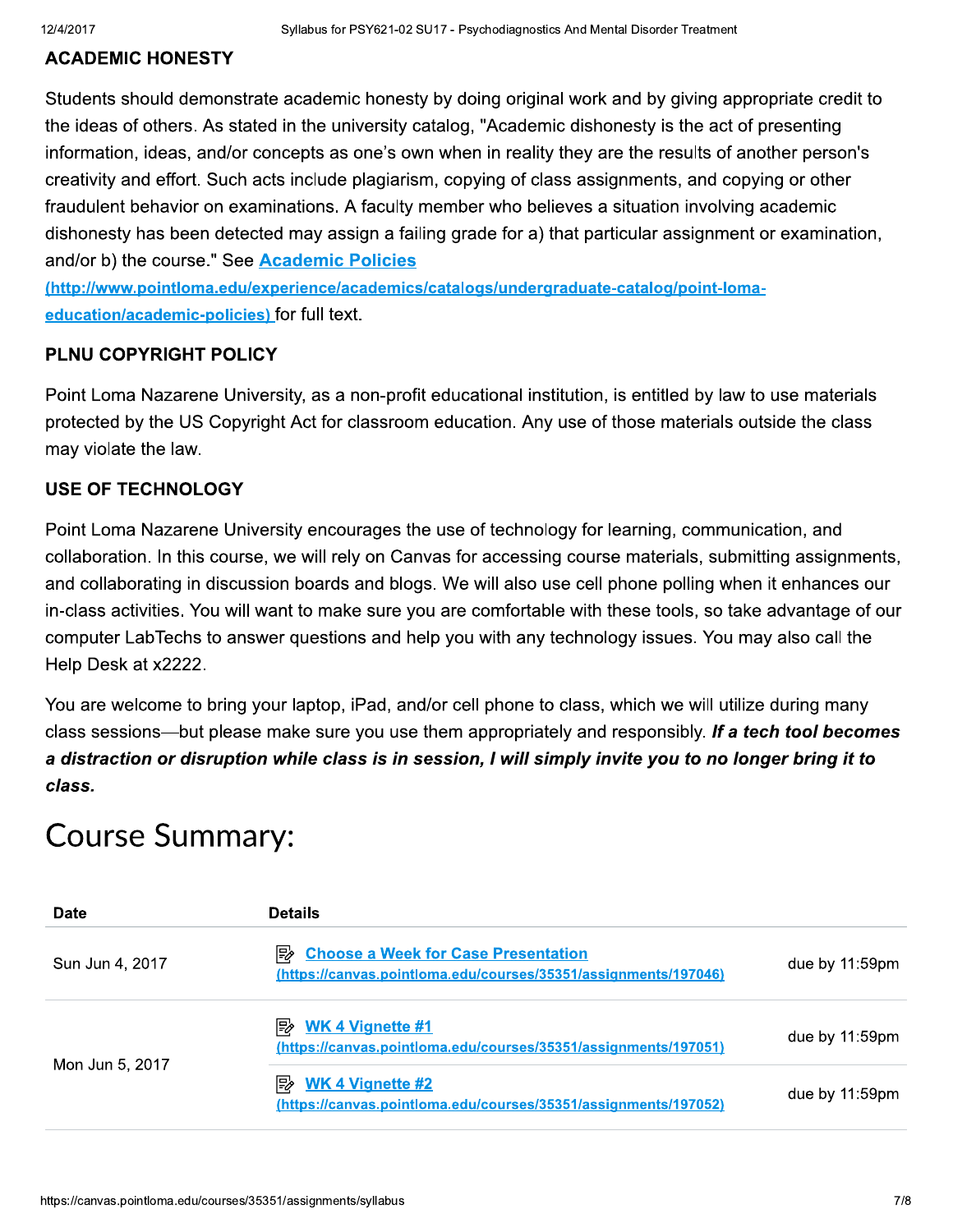## ACADEMIC HONESTY

Students should demonstrate academic honesty by doing original work and by giving appropriate credit to the ideas of others. As stated in the university catalog, "Academic dishonesty is the act of presenting information, ideas, and/or concepts as one's own when in reality they are the results of another person's creativity and effort. Such acts include plagiarism, copying of class assignments, and copying or other fraudulent behavior on examinations. A faculty member who believes a situation involving academic dishonesty has been detected may assign a failing grade for a) that particular assignment or examination, and/or b) the course." See **[Academic Policies](http://www.pointloma.edu/experience/academics/catalogs/undergraduate-catalog/point-loma-education/academic-policies)** (http://www.pointloma.edu/experience/academics/catalogs/undergraduate-catalog/point-loma-education/academic-policies) for full text.

## PLNU COPYRIGHT POLICY

Point Loma Nazarene University, as a non-profit educational institution, is entitled by law to use materials protected by the US Copyright Act for classroom education. Any use of those materials outside the class may violate the law.

## USE OF TECHNOLOGY

Point Loma Nazarene University encourages the use of technology for learning, communication, and collaboration. In this course, we will rely on Canvas for accessing course materials, submitting assignments, and collaborating in discussion boards and blogs. We will also use cell phone polling when it enhances our in-class activities. You will want to make sure you are comfortable with these tools, so take advantage of our computer LabTechs to answer questions and help you with any technology issues. You may also call the Help Desk at x2222.

You are welcome to bring your laptop, iPad, and/or cell phone to class, which we will utilize during many class sessions—but please make sure you use them appropriately and responsibly. ***If a tech tool becomes a distraction or disruption while class is in session, I will simply invite you to no longer bring it to class.***

# Course Summary:

| Date | Details | |
|---|---|---|
| Sun Jun 4, 2017 | [Choose a Week for Case Presentation](https://canvas.pointloma.edu/courses/35351/assignments/197046) (https://canvas.pointloma.edu/courses/35351/assignments/197046) | due by 11:59pm |
| Mon Jun 5, 2017 | [WK 4 Vignette #1](https://canvas.pointloma.edu/courses/35351/assignments/197051) (https://canvas.pointloma.edu/courses/35351/assignments/197051) | due by 11:59pm |
| | [WK 4 Vignette #2](https://canvas.pointloma.edu/courses/35351/assignments/197052) (https://canvas.pointloma.edu/courses/35351/assignments/197052) | due by 11:59pm |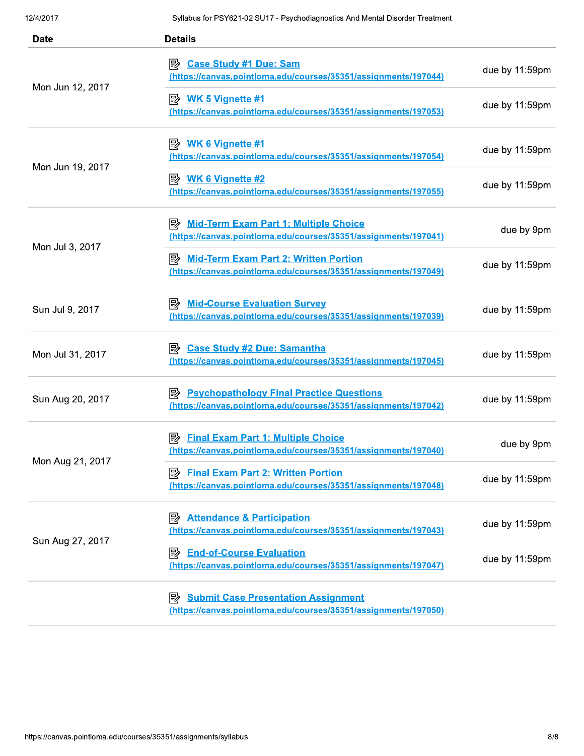| Date | Details | |
| --- | --- | --- |
| Mon Jun 12, 2017 | Case Study #1 Due: Sam (https://canvas.pointloma.edu/courses/35351/assignments/197044) | due by 11:59pm |
| | WK 5 Vignette #1 (https://canvas.pointloma.edu/courses/35351/assignments/197053) | due by 11:59pm |
| Mon Jun 19, 2017 | WK 6 Vignette #1 (https://canvas.pointloma.edu/courses/35351/assignments/197054) | due by 11:59pm |
| | WK 6 Vignette #2 (https://canvas.pointloma.edu/courses/35351/assignments/197055) | due by 11:59pm |
| Mon Jul 3, 2017 | Mid-Term Exam Part 1: Multiple Choice (https://canvas.pointloma.edu/courses/35351/assignments/197041) | due by 9pm |
| | Mid-Term Exam Part 2: Written Portion (https://canvas.pointloma.edu/courses/35351/assignments/197049) | due by 11:59pm |
| Sun Jul 9, 2017 | Mid-Course Evaluation Survey (https://canvas.pointloma.edu/courses/35351/assignments/197039) | due by 11:59pm |
| Mon Jul 31, 2017 | Case Study #2 Due: Samantha (https://canvas.pointloma.edu/courses/35351/assignments/197045) | due by 11:59pm |
| Sun Aug 20, 2017 | Psychopathology Final Practice Questions (https://canvas.pointloma.edu/courses/35351/assignments/197042) | due by 11:59pm |
| Mon Aug 21, 2017 | Final Exam Part 1: Multiple Choice (https://canvas.pointloma.edu/courses/35351/assignments/197040) | due by 9pm |
| | Final Exam Part 2: Written Portion (https://canvas.pointloma.edu/courses/35351/assignments/197048) | due by 11:59pm |
| Sun Aug 27, 2017 | Attendance & Participation (https://canvas.pointloma.edu/courses/35351/assignments/197043) | due by 11:59pm |
| | End-of-Course Evaluation (https://canvas.pointloma.edu/courses/35351/assignments/197047) | due by 11:59pm |
| | Submit Case Presentation Assignment (https://canvas.pointloma.edu/courses/35351/assignments/197050) | |